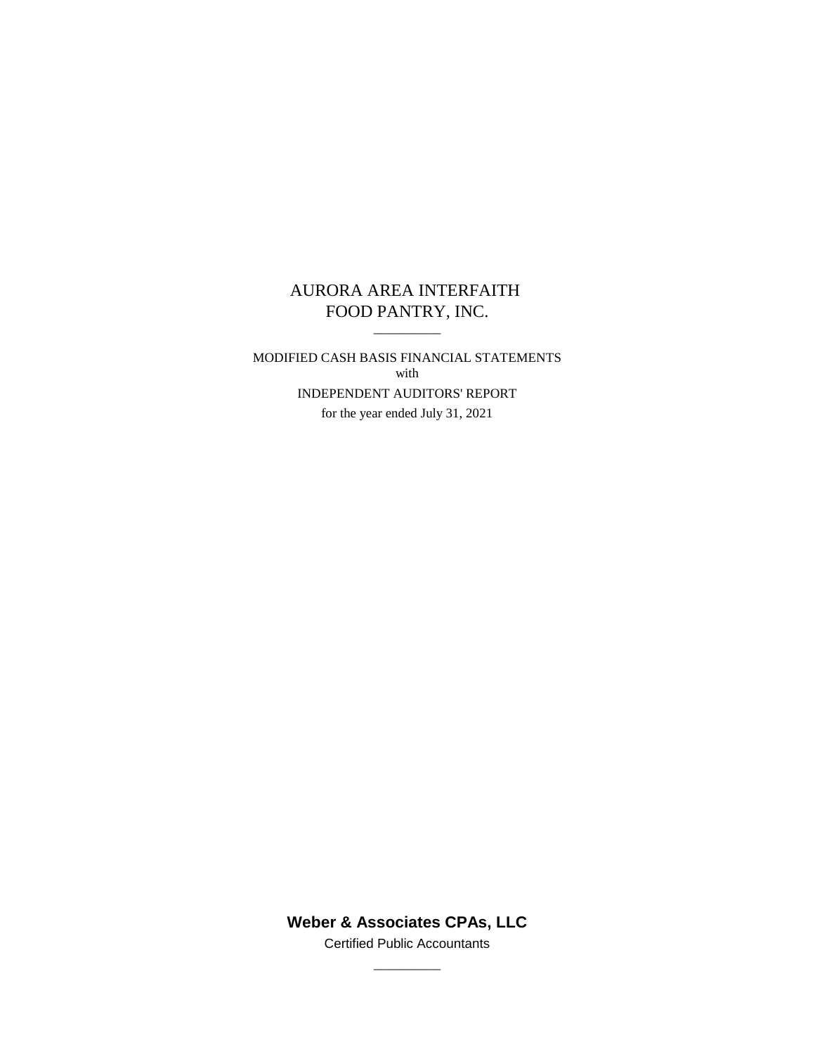# AURORA AREA INTERFAITH FOOD PANTRY, INC.

---

MODIFIED CASH BASIS FINANCIAL STATEMENTS

with

INDEPENDENT AUDITORS' REPORT

for the year ended July 31, 2021

**Weber & Associates CPAs, LLC**

Certified Public Accountants

---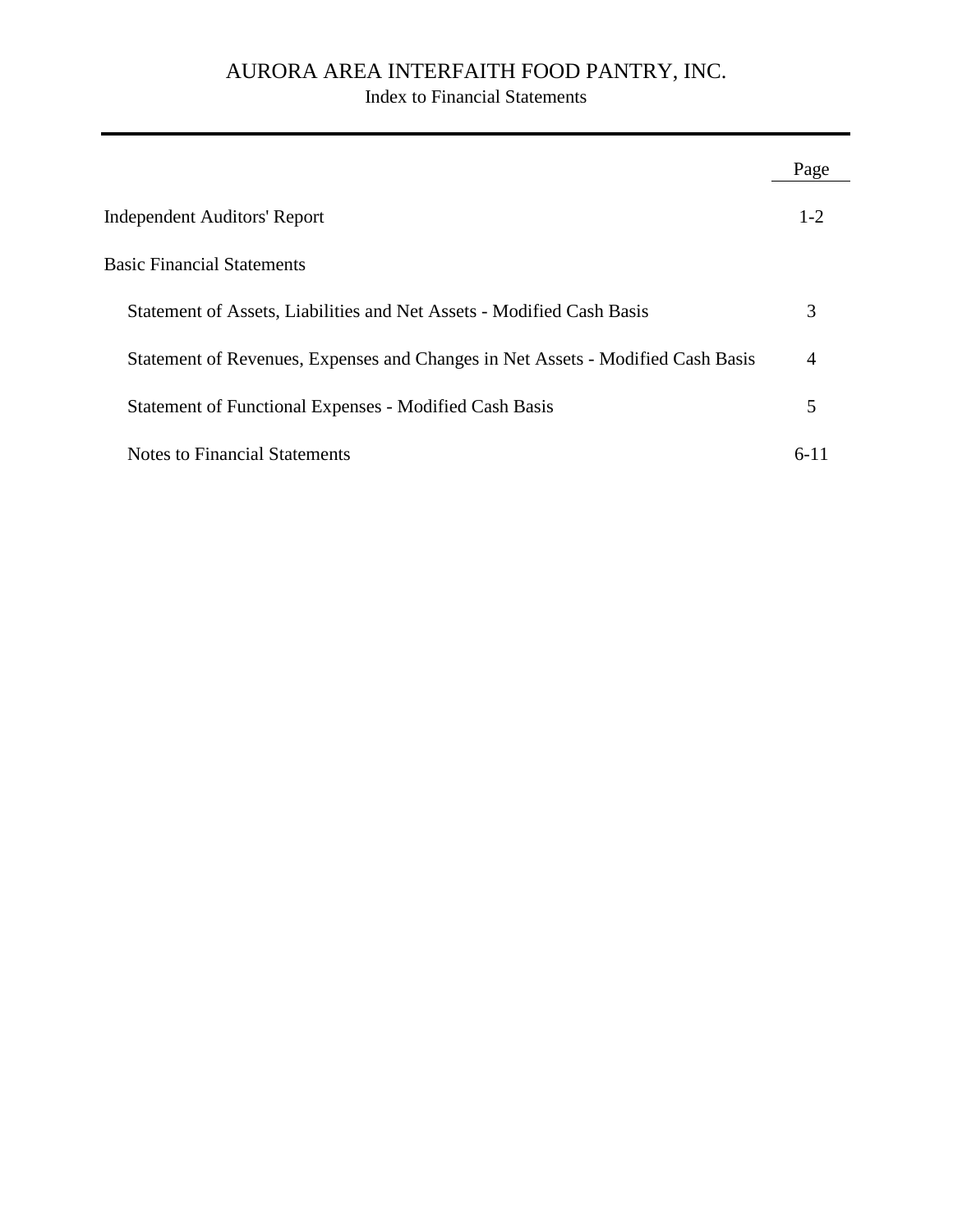# AURORA AREA INTERFAITH FOOD PANTRY, INC.

## Index to Financial Statements

| | Page |
|---|---|
| Independent Auditors' Report | 1-2 |
| Basic Financial Statements | |
| Statement of Assets, Liabilities and Net Assets - Modified Cash Basis | 3 |
| Statement of Revenues, Expenses and Changes in Net Assets - Modified Cash Basis | 4 |
| Statement of Functional Expenses - Modified Cash Basis | 5 |
| Notes to Financial Statements | 6-11 |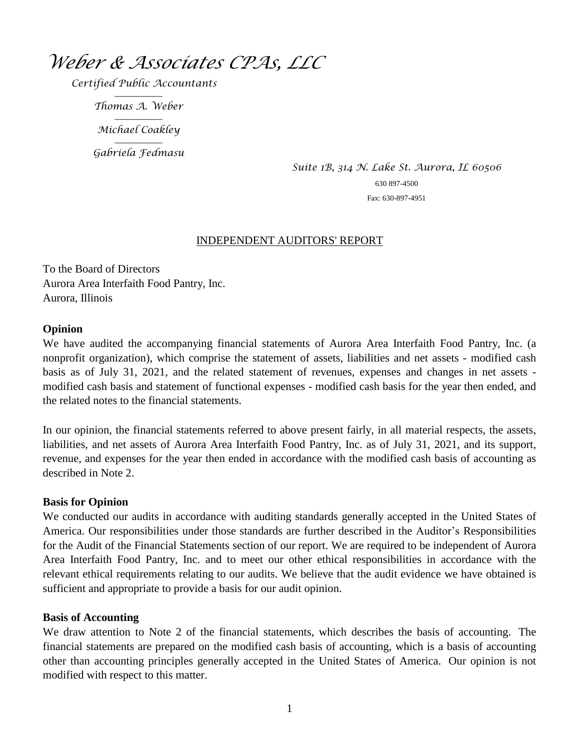# *Weber & Associates CPAs, LLC*

*Certified Public Accountants*

*Thomas A. Weber*

*Michael Coakley*

*Gabriela Fedmasu*

*Suite 1B, 314 N. Lake St. Aurora, IL 60506*

630 897-4500

Fax: 630-897-4951

## INDEPENDENT AUDITORS' REPORT

To the Board of Directors
Aurora Area Interfaith Food Pantry, Inc.
Aurora, Illinois

**Opinion**

We have audited the accompanying financial statements of Aurora Area Interfaith Food Pantry, Inc. (a nonprofit organization), which comprise the statement of assets, liabilities and net assets - modified cash basis as of July 31, 2021, and the related statement of revenues, expenses and changes in net assets - modified cash basis and statement of functional expenses - modified cash basis for the year then ended, and the related notes to the financial statements.

In our opinion, the financial statements referred to above present fairly, in all material respects, the assets, liabilities, and net assets of Aurora Area Interfaith Food Pantry, Inc. as of July 31, 2021, and its support, revenue, and expenses for the year then ended in accordance with the modified cash basis of accounting as described in Note 2.

**Basis for Opinion**

We conducted our audits in accordance with auditing standards generally accepted in the United States of America. Our responsibilities under those standards are further described in the Auditor's Responsibilities for the Audit of the Financial Statements section of our report. We are required to be independent of Aurora Area Interfaith Food Pantry, Inc. and to meet our other ethical responsibilities in accordance with the relevant ethical requirements relating to our audits. We believe that the audit evidence we have obtained is sufficient and appropriate to provide a basis for our audit opinion.

**Basis of Accounting**

We draw attention to Note 2 of the financial statements, which describes the basis of accounting. The financial statements are prepared on the modified cash basis of accounting, which is a basis of accounting other than accounting principles generally accepted in the United States of America. Our opinion is not modified with respect to this matter.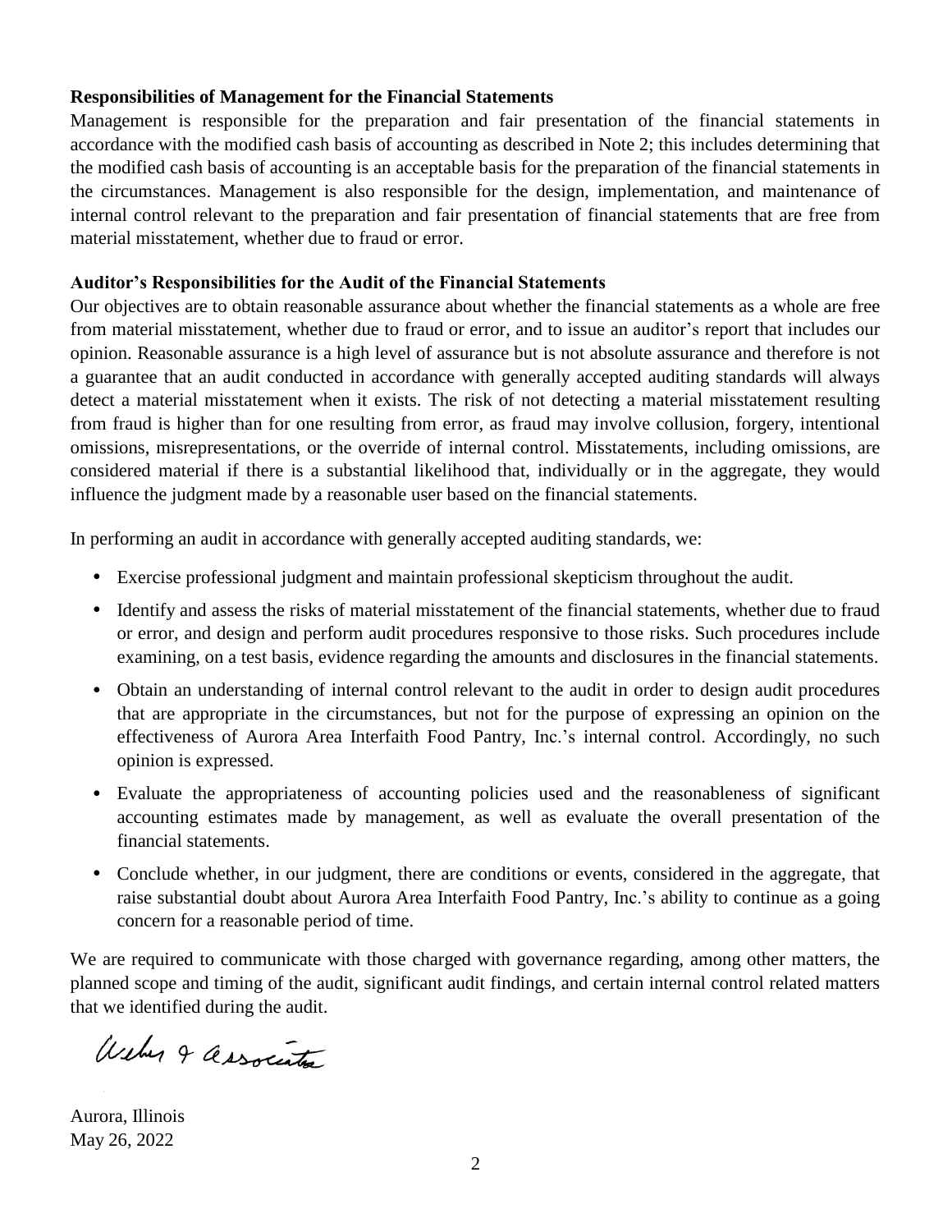**Responsibilities of Management for the Financial Statements**

Management is responsible for the preparation and fair presentation of the financial statements in accordance with the modified cash basis of accounting as described in Note 2; this includes determining that the modified cash basis of accounting is an acceptable basis for the preparation of the financial statements in the circumstances. Management is also responsible for the design, implementation, and maintenance of internal control relevant to the preparation and fair presentation of financial statements that are free from material misstatement, whether due to fraud or error.

**Auditor's Responsibilities for the Audit of the Financial Statements**

Our objectives are to obtain reasonable assurance about whether the financial statements as a whole are free from material misstatement, whether due to fraud or error, and to issue an auditor's report that includes our opinion. Reasonable assurance is a high level of assurance but is not absolute assurance and therefore is not a guarantee that an audit conducted in accordance with generally accepted auditing standards will always detect a material misstatement when it exists. The risk of not detecting a material misstatement resulting from fraud is higher than for one resulting from error, as fraud may involve collusion, forgery, intentional omissions, misrepresentations, or the override of internal control. Misstatements, including omissions, are considered material if there is a substantial likelihood that, individually or in the aggregate, they would influence the judgment made by a reasonable user based on the financial statements.

In performing an audit in accordance with generally accepted auditing standards, we:

- Exercise professional judgment and maintain professional skepticism throughout the audit.
- Identify and assess the risks of material misstatement of the financial statements, whether due to fraud or error, and design and perform audit procedures responsive to those risks. Such procedures include examining, on a test basis, evidence regarding the amounts and disclosures in the financial statements.
- Obtain an understanding of internal control relevant to the audit in order to design audit procedures that are appropriate in the circumstances, but not for the purpose of expressing an opinion on the effectiveness of Aurora Area Interfaith Food Pantry, Inc.'s internal control. Accordingly, no such opinion is expressed.
- Evaluate the appropriateness of accounting policies used and the reasonableness of significant accounting estimates made by management, as well as evaluate the overall presentation of the financial statements.
- Conclude whether, in our judgment, there are conditions or events, considered in the aggregate, that raise substantial doubt about Aurora Area Interfaith Food Pantry, Inc.'s ability to continue as a going concern for a reasonable period of time.

We are required to communicate with those charged with governance regarding, among other matters, the planned scope and timing of the audit, significant audit findings, and certain internal control related matters that we identified during the audit.

Weber & Associates

Aurora, Illinois
May 26, 2022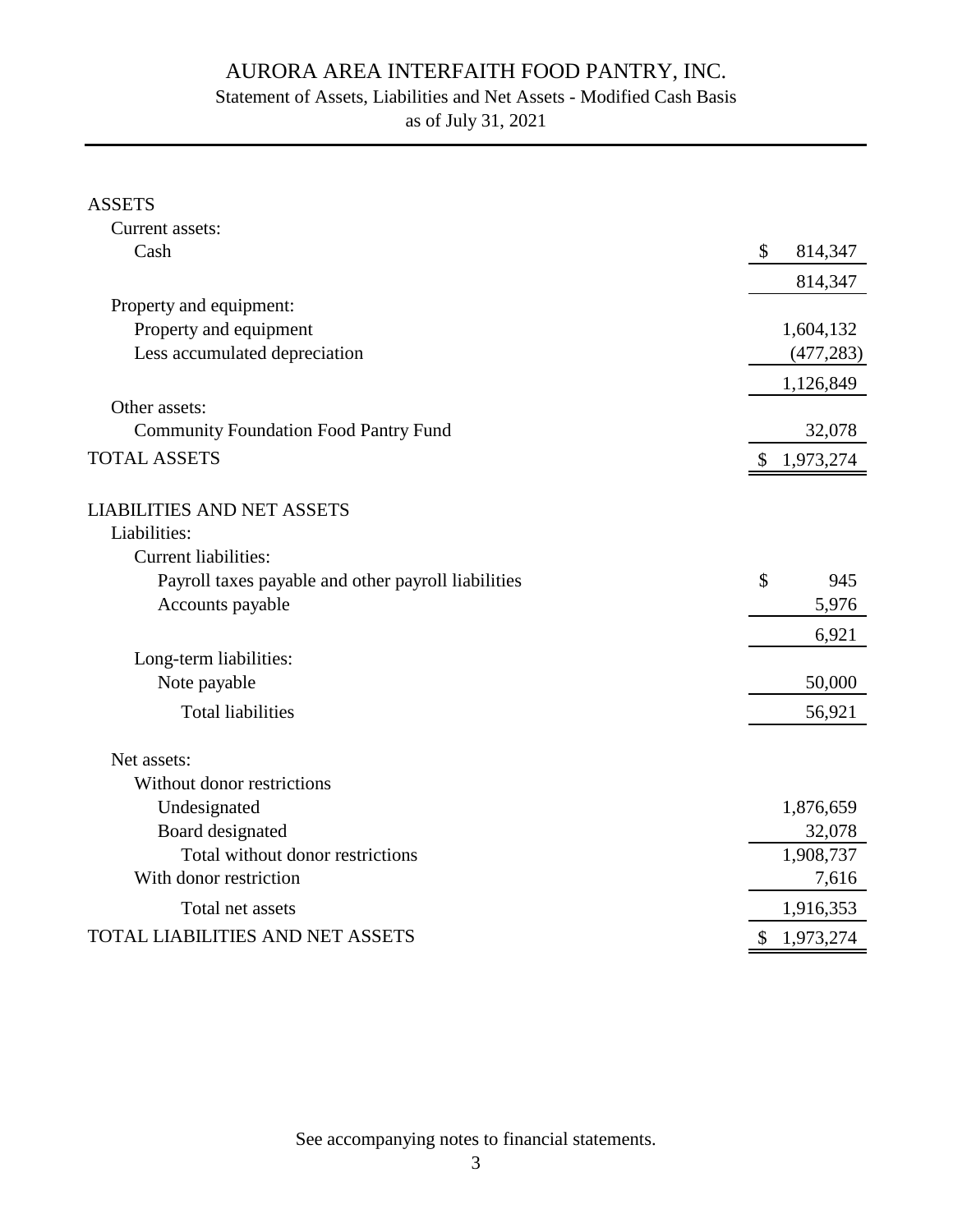# AURORA AREA INTERFAITH FOOD PANTRY, INC.

## Statement of Assets, Liabilities and Net Assets - Modified Cash Basis

as of July 31, 2021

| | |
|---|---|
| **ASSETS** | |
| Current assets: | |
| Cash | $ 814,347 |
| | 814,347 |
| Property and equipment: | |
| Property and equipment | 1,604,132 |
| Less accumulated depreciation | (477,283) |
| | 1,126,849 |
| Other assets: | |
| Community Foundation Food Pantry Fund | 32,078 |
| **TOTAL ASSETS** | $ 1,973,274 |
| | |
| **LIABILITIES AND NET ASSETS** | |
| Liabilities: | |
| Current liabilities: | |
| Payroll taxes payable and other payroll liabilities | $ 945 |
| Accounts payable | 5,976 |
| | 6,921 |
| Long-term liabilities: | |
| Note payable | 50,000 |
| Total liabilities | 56,921 |
| | |
| Net assets: | |
| Without donor restrictions | |
| Undesignated | 1,876,659 |
| Board designated | 32,078 |
| Total without donor restrictions | 1,908,737 |
| With donor restriction | 7,616 |
| Total net assets | 1,916,353 |
| **TOTAL LIABILITIES AND NET ASSETS** | $ 1,973,274 |

See accompanying notes to financial statements.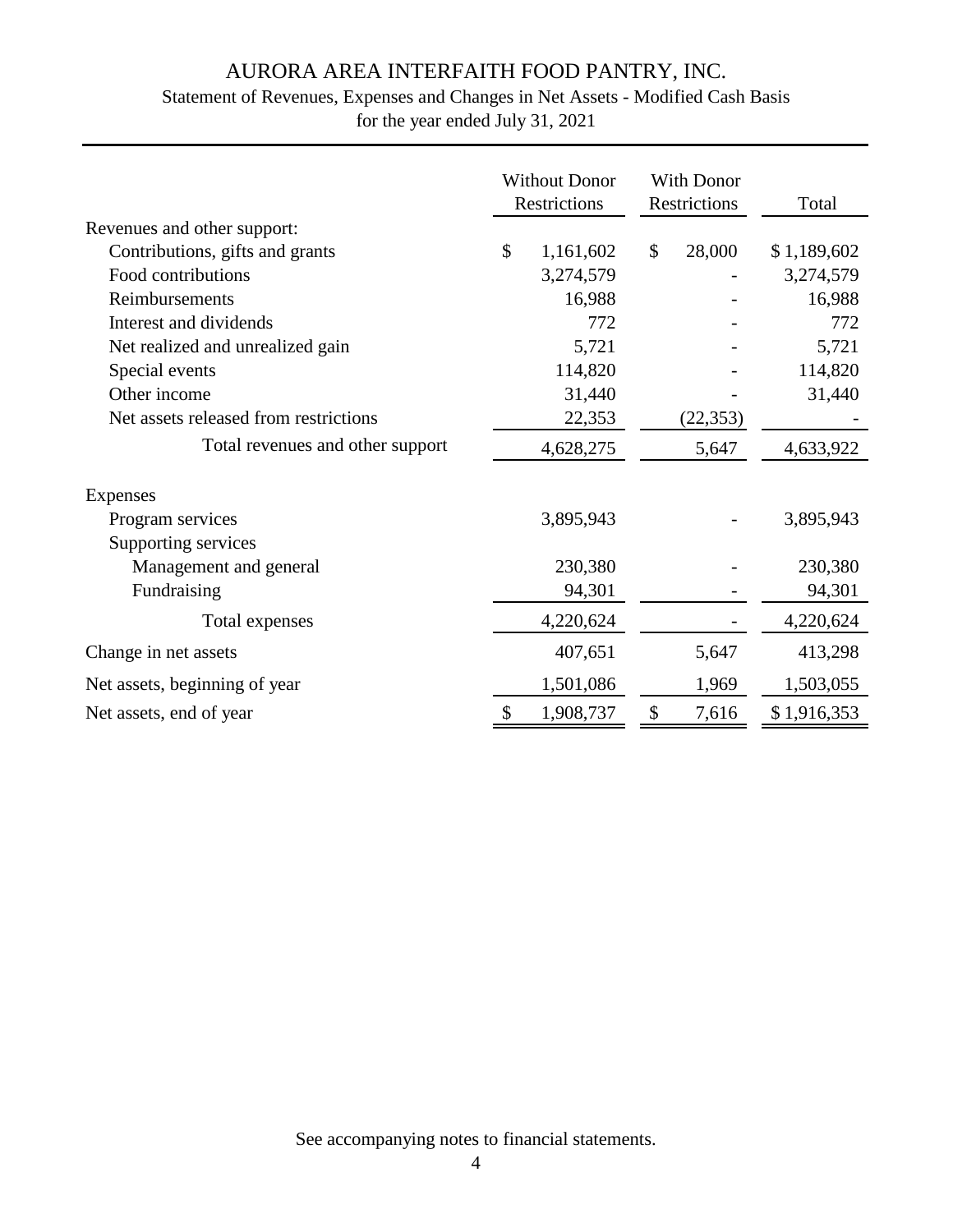# AURORA AREA INTERFAITH FOOD PANTRY, INC.

Statement of Revenues, Expenses and Changes in Net Assets - Modified Cash Basis

for the year ended July 31, 2021

| | Without Donor Restrictions | With Donor Restrictions | Total |
|---|---|---|---|
| Revenues and other support: | | | |
| Contributions, gifts and grants | $ 1,161,602 | $ 28,000 | $ 1,189,602 |
| Food contributions | 3,274,579 | - | 3,274,579 |
| Reimbursements | 16,988 | - | 16,988 |
| Interest and dividends | 772 | - | 772 |
| Net realized and unrealized gain | 5,721 | - | 5,721 |
| Special events | 114,820 | - | 114,820 |
| Other income | 31,440 | - | 31,440 |
| Net assets released from restrictions | 22,353 | (22,353) | - |
| Total revenues and other support | 4,628,275 | 5,647 | 4,633,922 |
| Expenses | | | |
| Program services | 3,895,943 | - | 3,895,943 |
| Supporting services | | | |
| Management and general | 230,380 | - | 230,380 |
| Fundraising | 94,301 | - | 94,301 |
| Total expenses | 4,220,624 | - | 4,220,624 |
| Change in net assets | 407,651 | 5,647 | 413,298 |
| Net assets, beginning of year | 1,501,086 | 1,969 | 1,503,055 |
| Net assets, end of year | $ 1,908,737 | $ 7,616 | $ 1,916,353 |

See accompanying notes to financial statements.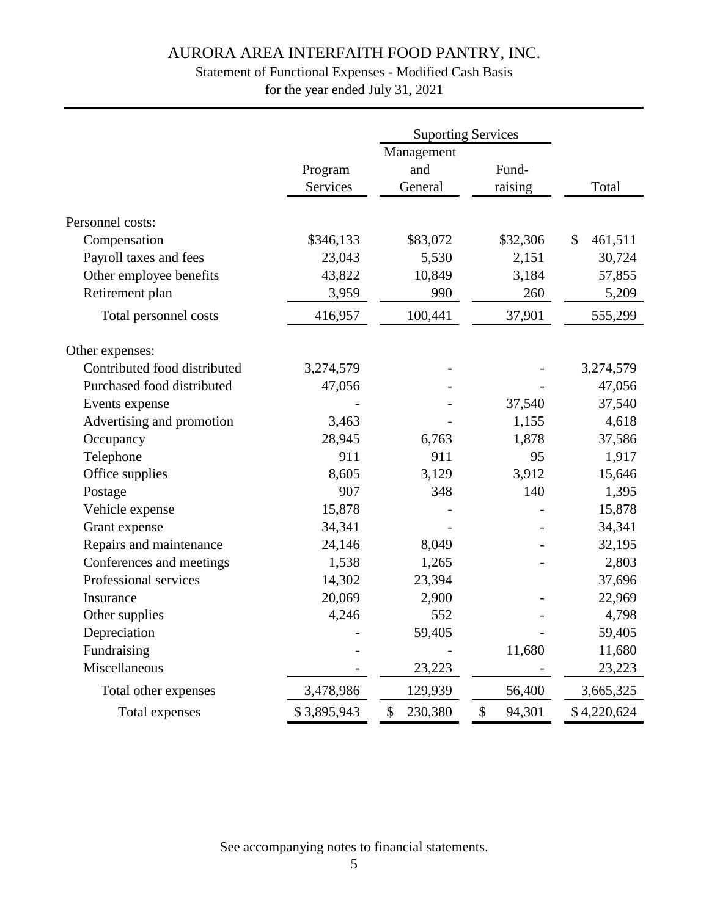# AURORA AREA INTERFAITH FOOD PANTRY, INC.

Statement of Functional Expenses - Modified Cash Basis

for the year ended July 31, 2021

| | | Suporting Services | | |
|---|---|---|---|---|
| | Program Services | Management and General | Fund-raising | Total |
| Personnel costs: | | | | |
| Compensation | $346,133 | $83,072 | $32,306 | $ 461,511 |
| Payroll taxes and fees | 23,043 | 5,530 | 2,151 | 30,724 |
| Other employee benefits | 43,822 | 10,849 | 3,184 | 57,855 |
| Retirement plan | 3,959 | 990 | 260 | 5,209 |
| Total personnel costs | 416,957 | 100,441 | 37,901 | 555,299 |
| Other expenses: | | | | |
| Contributed food distributed | 3,274,579 | - | - | 3,274,579 |
| Purchased food distributed | 47,056 | - | - | 47,056 |
| Events expense | - | - | 37,540 | 37,540 |
| Advertising and promotion | 3,463 | - | 1,155 | 4,618 |
| Occupancy | 28,945 | 6,763 | 1,878 | 37,586 |
| Telephone | 911 | 911 | 95 | 1,917 |
| Office supplies | 8,605 | 3,129 | 3,912 | 15,646 |
| Postage | 907 | 348 | 140 | 1,395 |
| Vehicle expense | 15,878 | - | - | 15,878 |
| Grant expense | 34,341 | - | - | 34,341 |
| Repairs and maintenance | 24,146 | 8,049 | - | 32,195 |
| Conferences and meetings | 1,538 | 1,265 | - | 2,803 |
| Professional services | 14,302 | 23,394 | | 37,696 |
| Insurance | 20,069 | 2,900 | - | 22,969 |
| Other supplies | 4,246 | 552 | - | 4,798 |
| Depreciation | - | 59,405 | - | 59,405 |
| Fundraising | - | - | 11,680 | 11,680 |
| Miscellaneous | - | 23,223 | - | 23,223 |
| Total other expenses | 3,478,986 | 129,939 | 56,400 | 3,665,325 |
| Total expenses | $ 3,895,943 | $ 230,380 | $ 94,301 | $ 4,220,624 |

See accompanying notes to financial statements.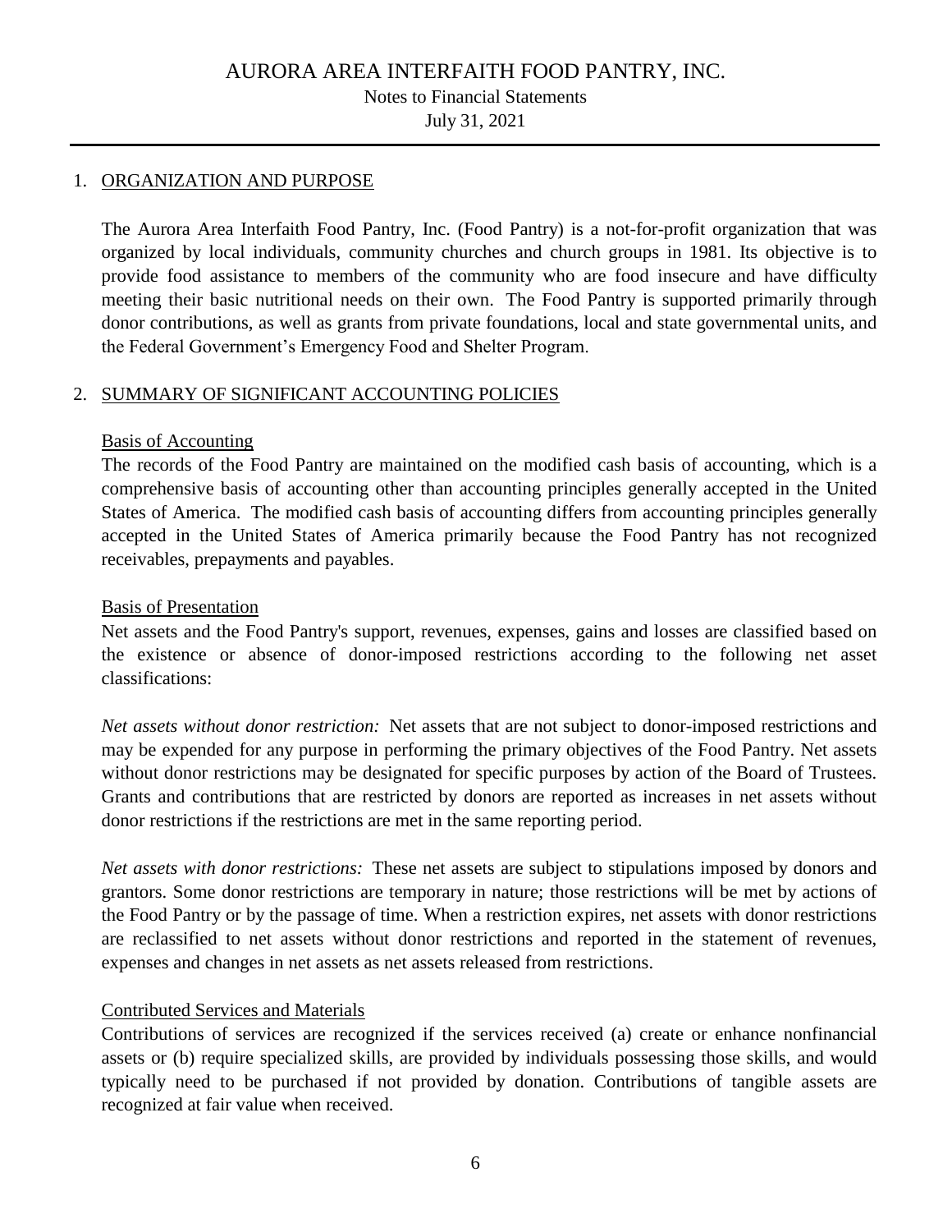# AURORA AREA INTERFAITH FOOD PANTRY, INC.

Notes to Financial Statements

July 31, 2021

## 1. ORGANIZATION AND PURPOSE

The Aurora Area Interfaith Food Pantry, Inc. (Food Pantry) is a not-for-profit organization that was organized by local individuals, community churches and church groups in 1981. Its objective is to provide food assistance to members of the community who are food insecure and have difficulty meeting their basic nutritional needs on their own. The Food Pantry is supported primarily through donor contributions, as well as grants from private foundations, local and state governmental units, and the Federal Government's Emergency Food and Shelter Program.

## 2. SUMMARY OF SIGNIFICANT ACCOUNTING POLICIES

### Basis of Accounting

The records of the Food Pantry are maintained on the modified cash basis of accounting, which is a comprehensive basis of accounting other than accounting principles generally accepted in the United States of America. The modified cash basis of accounting differs from accounting principles generally accepted in the United States of America primarily because the Food Pantry has not recognized receivables, prepayments and payables.

### Basis of Presentation

Net assets and the Food Pantry's support, revenues, expenses, gains and losses are classified based on the existence or absence of donor-imposed restrictions according to the following net asset classifications:

*Net assets without donor restriction:* Net assets that are not subject to donor-imposed restrictions and may be expended for any purpose in performing the primary objectives of the Food Pantry. Net assets without donor restrictions may be designated for specific purposes by action of the Board of Trustees. Grants and contributions that are restricted by donors are reported as increases in net assets without donor restrictions if the restrictions are met in the same reporting period.

*Net assets with donor restrictions:* These net assets are subject to stipulations imposed by donors and grantors. Some donor restrictions are temporary in nature; those restrictions will be met by actions of the Food Pantry or by the passage of time. When a restriction expires, net assets with donor restrictions are reclassified to net assets without donor restrictions and reported in the statement of revenues, expenses and changes in net assets as net assets released from restrictions.

### Contributed Services and Materials

Contributions of services are recognized if the services received (a) create or enhance nonfinancial assets or (b) require specialized skills, are provided by individuals possessing those skills, and would typically need to be purchased if not provided by donation. Contributions of tangible assets are recognized at fair value when received.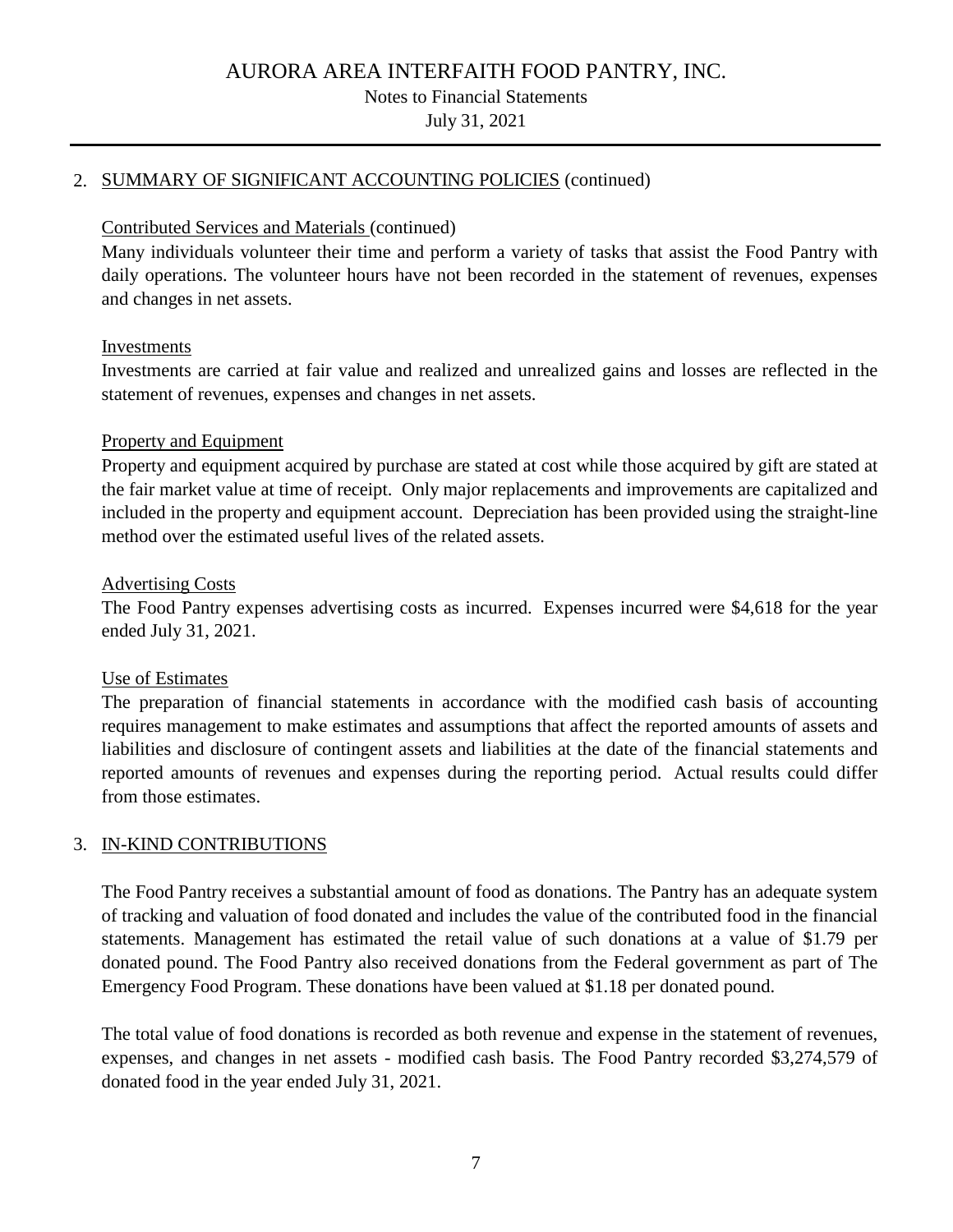# AURORA AREA INTERFAITH FOOD PANTRY, INC.

Notes to Financial Statements

July 31, 2021

## 2. SUMMARY OF SIGNIFICANT ACCOUNTING POLICIES (continued)

### Contributed Services and Materials (continued)

Many individuals volunteer their time and perform a variety of tasks that assist the Food Pantry with daily operations. The volunteer hours have not been recorded in the statement of revenues, expenses and changes in net assets.

### Investments

Investments are carried at fair value and realized and unrealized gains and losses are reflected in the statement of revenues, expenses and changes in net assets.

### Property and Equipment

Property and equipment acquired by purchase are stated at cost while those acquired by gift are stated at the fair market value at time of receipt. Only major replacements and improvements are capitalized and included in the property and equipment account. Depreciation has been provided using the straight-line method over the estimated useful lives of the related assets.

### Advertising Costs

The Food Pantry expenses advertising costs as incurred. Expenses incurred were $4,618 for the year ended July 31, 2021.

### Use of Estimates

The preparation of financial statements in accordance with the modified cash basis of accounting requires management to make estimates and assumptions that affect the reported amounts of assets and liabilities and disclosure of contingent assets and liabilities at the date of the financial statements and reported amounts of revenues and expenses during the reporting period. Actual results could differ from those estimates.

## 3. IN-KIND CONTRIBUTIONS

The Food Pantry receives a substantial amount of food as donations. The Pantry has an adequate system of tracking and valuation of food donated and includes the value of the contributed food in the financial statements. Management has estimated the retail value of such donations at a value of $1.79 per donated pound. The Food Pantry also received donations from the Federal government as part of The Emergency Food Program. These donations have been valued at $1.18 per donated pound.

The total value of food donations is recorded as both revenue and expense in the statement of revenues, expenses, and changes in net assets - modified cash basis. The Food Pantry recorded $3,274,579 of donated food in the year ended July 31, 2021.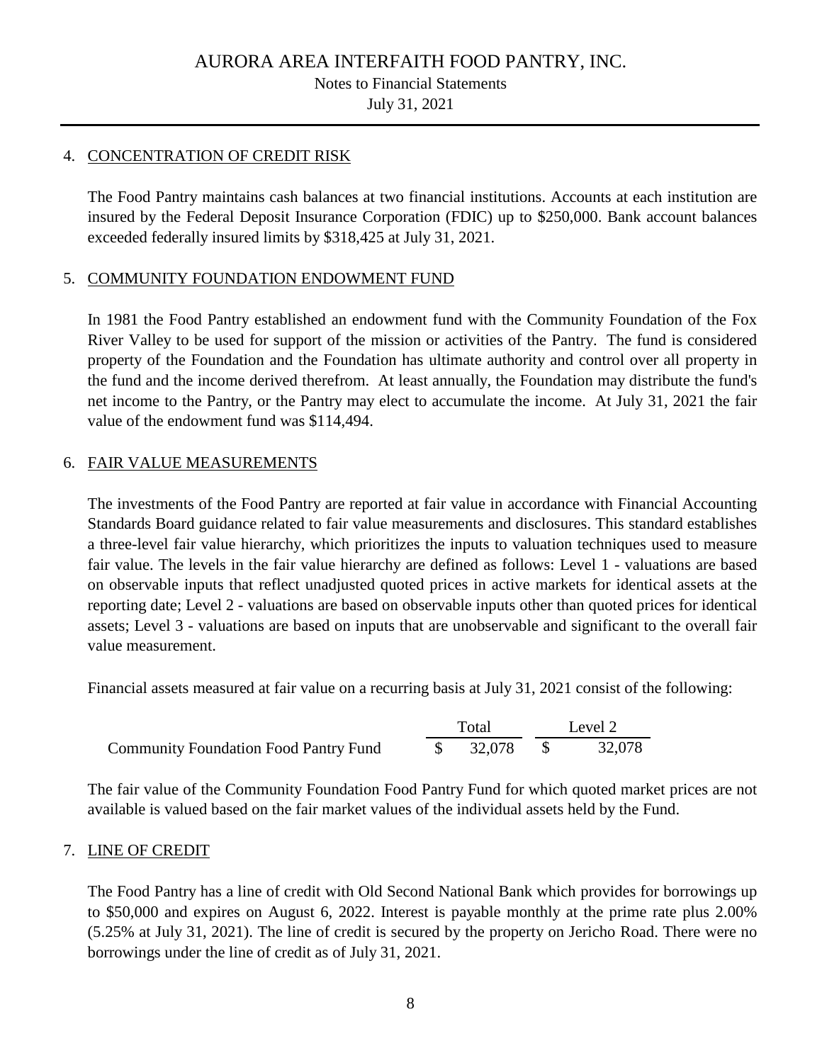# AURORA AREA INTERFAITH FOOD PANTRY, INC.

Notes to Financial Statements

July 31, 2021

4. CONCENTRATION OF CREDIT RISK

The Food Pantry maintains cash balances at two financial institutions. Accounts at each institution are insured by the Federal Deposit Insurance Corporation (FDIC) up to $250,000. Bank account balances exceeded federally insured limits by $318,425 at July 31, 2021.

5. COMMUNITY FOUNDATION ENDOWMENT FUND

In 1981 the Food Pantry established an endowment fund with the Community Foundation of the Fox River Valley to be used for support of the mission or activities of the Pantry. The fund is considered property of the Foundation and the Foundation has ultimate authority and control over all property in the fund and the income derived therefrom. At least annually, the Foundation may distribute the fund's net income to the Pantry, or the Pantry may elect to accumulate the income. At July 31, 2021 the fair value of the endowment fund was $114,494.

6. FAIR VALUE MEASUREMENTS

The investments of the Food Pantry are reported at fair value in accordance with Financial Accounting Standards Board guidance related to fair value measurements and disclosures. This standard establishes a three-level fair value hierarchy, which prioritizes the inputs to valuation techniques used to measure fair value. The levels in the fair value hierarchy are defined as follows: Level 1 - valuations are based on observable inputs that reflect unadjusted quoted prices in active markets for identical assets at the reporting date; Level 2 - valuations are based on observable inputs other than quoted prices for identical assets; Level 3 - valuations are based on inputs that are unobservable and significant to the overall fair value measurement.

Financial assets measured at fair value on a recurring basis at July 31, 2021 consist of the following:

| | Total | Level 2 |
|---|---|---|
| Community Foundation Food Pantry Fund | $ 32,078 | $ 32,078 |

The fair value of the Community Foundation Food Pantry Fund for which quoted market prices are not available is valued based on the fair market values of the individual assets held by the Fund.

7. LINE OF CREDIT

The Food Pantry has a line of credit with Old Second National Bank which provides for borrowings up to $50,000 and expires on August 6, 2022. Interest is payable monthly at the prime rate plus 2.00% (5.25% at July 31, 2021). The line of credit is secured by the property on Jericho Road. There were no borrowings under the line of credit as of July 31, 2021.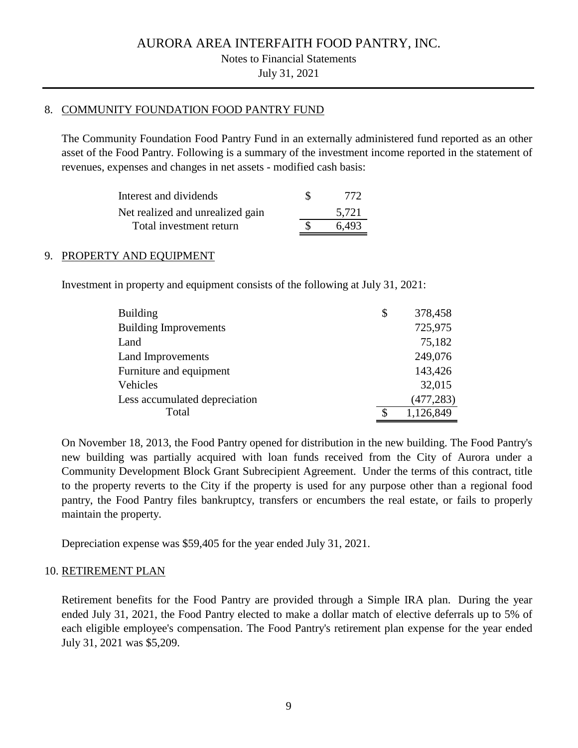# AURORA AREA INTERFAITH FOOD PANTRY, INC.

Notes to Financial Statements

July 31, 2021

## 8. COMMUNITY FOUNDATION FOOD PANTRY FUND

The Community Foundation Food Pantry Fund in an externally administered fund reported as an other asset of the Food Pantry. Following is a summary of the investment income reported in the statement of revenues, expenses and changes in net assets - modified cash basis:

| | | |
|---|---|---|
| Interest and dividends | $ | 772 |
| Net realized and unrealized gain | | 5,721 |
| Total investment return | $ | 6,493 |

## 9. PROPERTY AND EQUIPMENT

Investment in property and equipment consists of the following at July 31, 2021:

| | | |
|---|---|---|
| Building | $ | 378,458 |
| Building Improvements | | 725,975 |
| Land | | 75,182 |
| Land Improvements | | 249,076 |
| Furniture and equipment | | 143,426 |
| Vehicles | | 32,015 |
| Less accumulated depreciation | | (477,283) |
| Total | $ | 1,126,849 |

On November 18, 2013, the Food Pantry opened for distribution in the new building. The Food Pantry's new building was partially acquired with loan funds received from the City of Aurora under a Community Development Block Grant Subrecipient Agreement. Under the terms of this contract, title to the property reverts to the City if the property is used for any purpose other than a regional food pantry, the Food Pantry files bankruptcy, transfers or encumbers the real estate, or fails to properly maintain the property.

Depreciation expense was $59,405 for the year ended July 31, 2021.

## 10. RETIREMENT PLAN

Retirement benefits for the Food Pantry are provided through a Simple IRA plan. During the year ended July 31, 2021, the Food Pantry elected to make a dollar match of elective deferrals up to 5% of each eligible employee's compensation. The Food Pantry's retirement plan expense for the year ended July 31, 2021 was $5,209.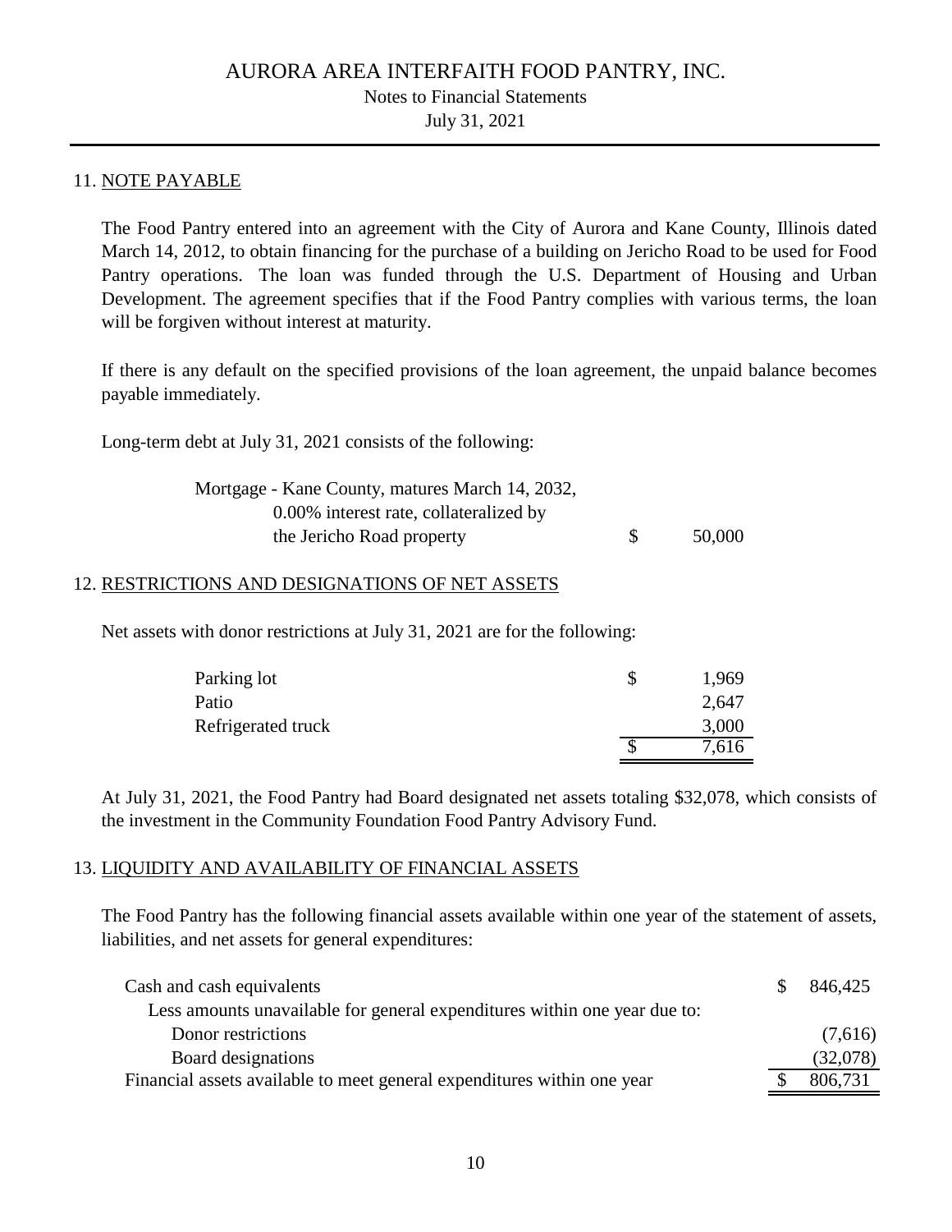# AURORA AREA INTERFAITH FOOD PANTRY, INC.

Notes to Financial Statements

July 31, 2021

## 11. NOTE PAYABLE

The Food Pantry entered into an agreement with the City of Aurora and Kane County, Illinois dated March 14, 2012, to obtain financing for the purchase of a building on Jericho Road to be used for Food Pantry operations. The loan was funded through the U.S. Department of Housing and Urban Development. The agreement specifies that if the Food Pantry complies with various terms, the loan will be forgiven without interest at maturity.

If there is any default on the specified provisions of the loan agreement, the unpaid balance becomes payable immediately.

Long-term debt at July 31, 2021 consists of the following:

| | | |
|---|---|---|
| Mortgage - Kane County, matures March 14, 2032, 0.00% interest rate, collateralized by the Jericho Road property | $ | 50,000 |

## 12. RESTRICTIONS AND DESIGNATIONS OF NET ASSETS

Net assets with donor restrictions at July 31, 2021 are for the following:

| | | |
|---|---|---|
| Parking lot | $ | 1,969 |
| Patio | | 2,647 |
| Refrigerated truck | | 3,000 |
| | $ | 7,616 |

At July 31, 2021, the Food Pantry had Board designated net assets totaling $32,078, which consists of the investment in the Community Foundation Food Pantry Advisory Fund.

## 13. LIQUIDITY AND AVAILABILITY OF FINANCIAL ASSETS

The Food Pantry has the following financial assets available within one year of the statement of assets, liabilities, and net assets for general expenditures:

| | | |
|---|---|---|
| Cash and cash equivalents | $ | 846,425 |
| Less amounts unavailable for general expenditures within one year due to: | | |
| Donor restrictions | | (7,616) |
| Board designations | | (32,078) |
| Financial assets available to meet general expenditures within one year | $ | 806,731 |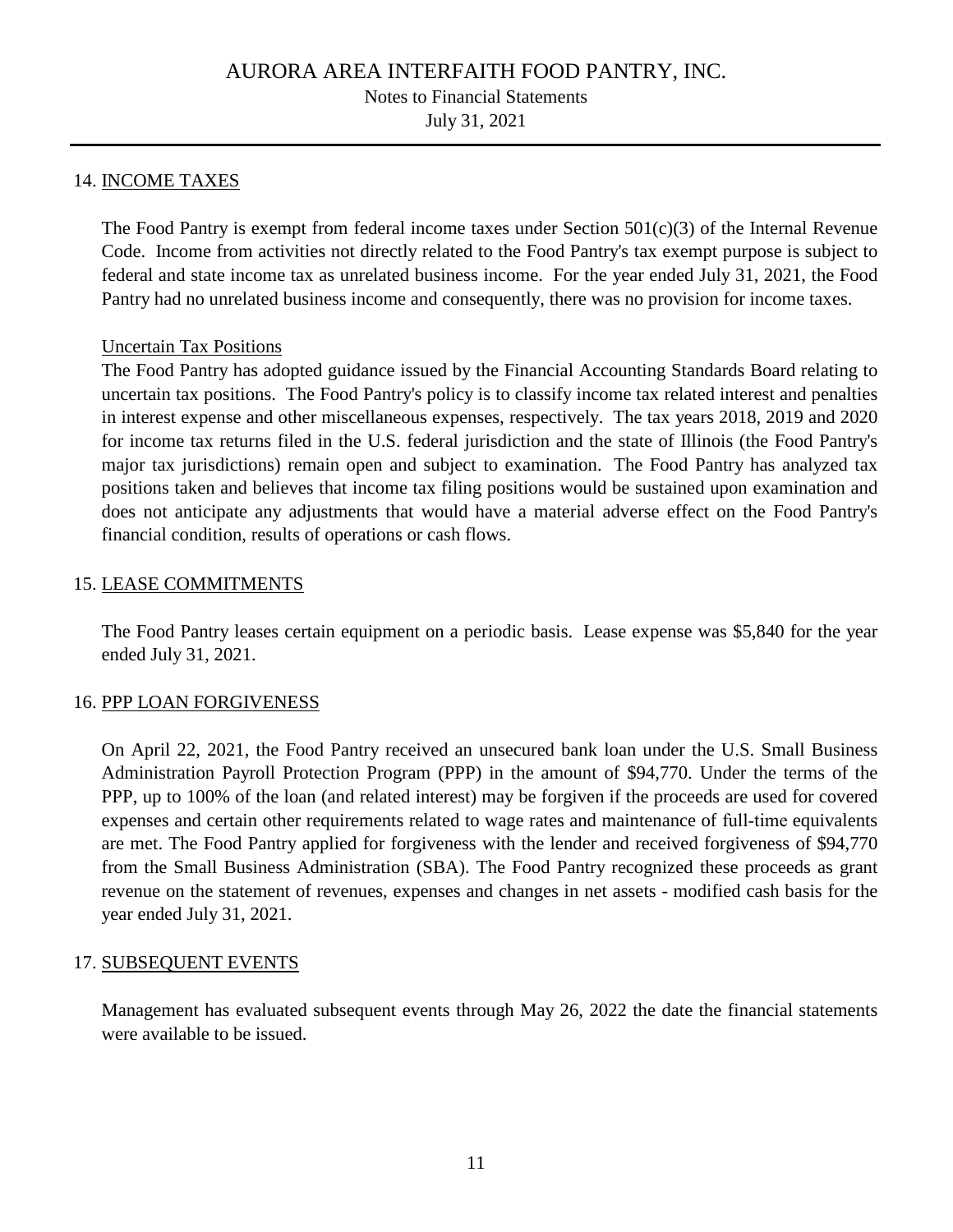# AURORA AREA INTERFAITH FOOD PANTRY, INC.

Notes to Financial Statements

July 31, 2021

## 14. INCOME TAXES

The Food Pantry is exempt from federal income taxes under Section 501(c)(3) of the Internal Revenue Code. Income from activities not directly related to the Food Pantry's tax exempt purpose is subject to federal and state income tax as unrelated business income. For the year ended July 31, 2021, the Food Pantry had no unrelated business income and consequently, there was no provision for income taxes.

### Uncertain Tax Positions

The Food Pantry has adopted guidance issued by the Financial Accounting Standards Board relating to uncertain tax positions. The Food Pantry's policy is to classify income tax related interest and penalties in interest expense and other miscellaneous expenses, respectively. The tax years 2018, 2019 and 2020 for income tax returns filed in the U.S. federal jurisdiction and the state of Illinois (the Food Pantry's major tax jurisdictions) remain open and subject to examination. The Food Pantry has analyzed tax positions taken and believes that income tax filing positions would be sustained upon examination and does not anticipate any adjustments that would have a material adverse effect on the Food Pantry's financial condition, results of operations or cash flows.

## 15. LEASE COMMITMENTS

The Food Pantry leases certain equipment on a periodic basis. Lease expense was $5,840 for the year ended July 31, 2021.

## 16. PPP LOAN FORGIVENESS

On April 22, 2021, the Food Pantry received an unsecured bank loan under the U.S. Small Business Administration Payroll Protection Program (PPP) in the amount of $94,770. Under the terms of the PPP, up to 100% of the loan (and related interest) may be forgiven if the proceeds are used for covered expenses and certain other requirements related to wage rates and maintenance of full-time equivalents are met. The Food Pantry applied for forgiveness with the lender and received forgiveness of $94,770 from the Small Business Administration (SBA). The Food Pantry recognized these proceeds as grant revenue on the statement of revenues, expenses and changes in net assets - modified cash basis for the year ended July 31, 2021.

## 17. SUBSEQUENT EVENTS

Management has evaluated subsequent events through May 26, 2022 the date the financial statements were available to be issued.